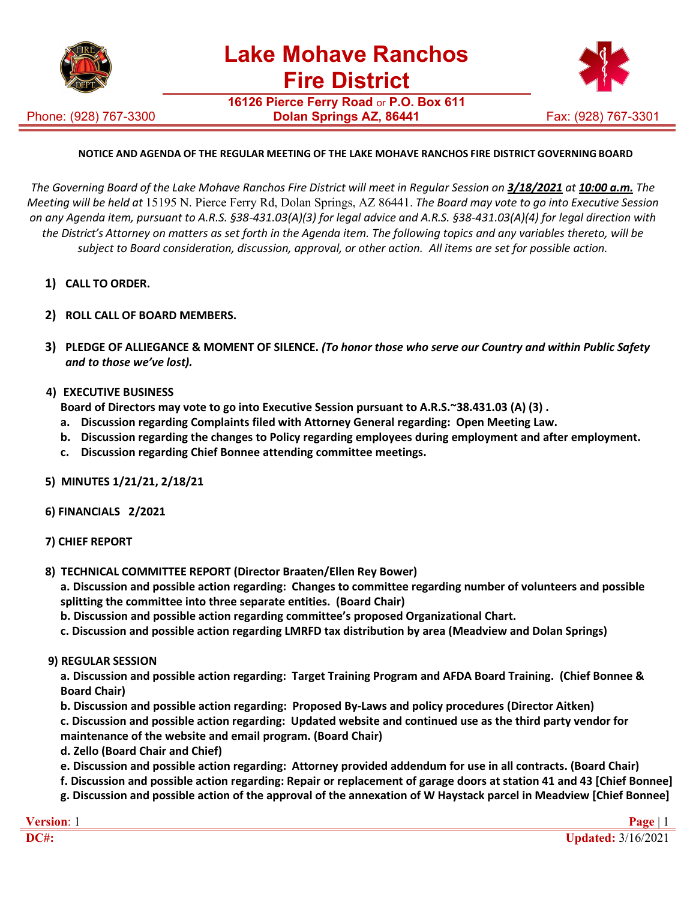# Lake Mohave Ranchos Fire District

**16126 Pierce Ferry Road** or **P.O. Box 611**
**Dolan Springs AZ, 86441**

Phone: (928) 767-3300 Fax: (928) 767-3301

**NOTICE AND AGENDA OF THE REGULAR MEETING OF THE LAKE MOHAVE RANCHOS FIRE DISTRICT GOVERNING BOARD**

*The Governing Board of the Lake Mohave Ranchos Fire District will meet in Regular Session on* ***3/18/2021*** *at* ***10:00 a.m.*** *The Meeting will be held at* 15195 N. Pierce Ferry Rd, Dolan Springs, AZ 86441. *The Board may vote to go into Executive Session on any Agenda item, pursuant to A.R.S. §38-431.03(A)(3) for legal advice and A.R.S. §38-431.03(A)(4) for legal direction with the District's Attorney on matters as set forth in the Agenda item. The following topics and any variables thereto, will be subject to Board consideration, discussion, approval, or other action. All items are set for possible action.*

1) **CALL TO ORDER.**

2) **ROLL CALL OF BOARD MEMBERS.**

3) **PLEDGE OF ALLIEGANCE & MOMENT OF SILENCE.** ***(To honor those who serve our Country and within Public Safety and to those we've lost).***

4) **EXECUTIVE BUSINESS**
   **Board of Directors may vote to go into Executive Session pursuant to A.R.S.~38.431.03 (A) (3) .**
   a. **Discussion regarding Complaints filed with Attorney General regarding: Open Meeting Law.**
   b. **Discussion regarding the changes to Policy regarding employees during employment and after employment.**
   c. **Discussion regarding Chief Bonnee attending committee meetings.**

5) **MINUTES 1/21/21, 2/18/21**

6) **FINANCIALS 2/2021**

7) **CHIEF REPORT**

8) **TECHNICAL COMMITTEE REPORT (Director Braaten/Ellen Rey Bower)**
   **a. Discussion and possible action regarding: Changes to committee regarding number of volunteers and possible splitting the committee into three separate entities. (Board Chair)**
   **b. Discussion and possible action regarding committee's proposed Organizational Chart.**
   **c. Discussion and possible action regarding LMRFD tax distribution by area (Meadview and Dolan Springs)**

9) **REGULAR SESSION**
   **a. Discussion and possible action regarding: Target Training Program and AFDA Board Training. (Chief Bonnee & Board Chair)**
   **b. Discussion and possible action regarding: Proposed By-Laws and policy procedures (Director Aitken)**
   **c. Discussion and possible action regarding: Updated website and continued use as the third party vendor for maintenance of the website and email program. (Board Chair)**
   **d. Zello (Board Chair and Chief)**
   **e. Discussion and possible action regarding: Attorney provided addendum for use in all contracts. (Board Chair)**
   **f. Discussion and possible action regarding: Repair or replacement of garage doors at station 41 and 43 [Chief Bonnee]**
   **g. Discussion and possible action of the approval of the annexation of W Haystack parcel in Meadview [Chief Bonnee]**

**Version**: 1
**DC#:** **Updated:** 3/16/2021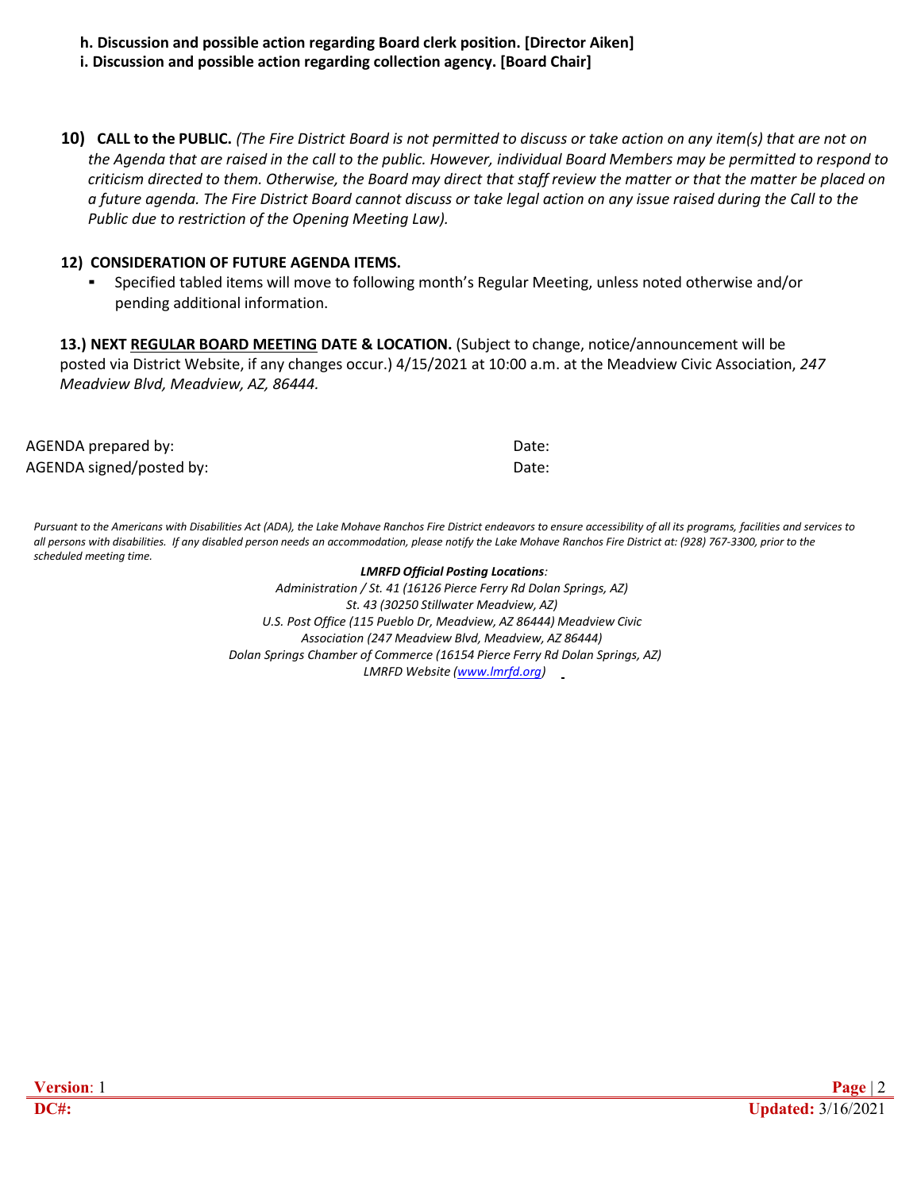**h. Discussion and possible action regarding Board clerk position. [Director Aiken]**
**i. Discussion and possible action regarding collection agency. [Board Chair]**

**10) CALL to the PUBLIC.** *(The Fire District Board is not permitted to discuss or take action on any item(s) that are not on the Agenda that are raised in the call to the public. However, individual Board Members may be permitted to respond to criticism directed to them. Otherwise, the Board may direct that staff review the matter or that the matter be placed on a future agenda. The Fire District Board cannot discuss or take legal action on any issue raised during the Call to the Public due to restriction of the Opening Meeting Law).*

**12) CONSIDERATION OF FUTURE AGENDA ITEMS.**

- Specified tabled items will move to following month's Regular Meeting, unless noted otherwise and/or pending additional information.

**13.) NEXT REGULAR BOARD MEETING DATE & LOCATION.** (Subject to change, notice/announcement will be posted via District Website, if any changes occur.) 4/15/2021 at 10:00 a.m. at the Meadview Civic Association, *247 Meadview Blvd, Meadview, AZ, 86444.*

AGENDA prepared by: Date:
AGENDA signed/posted by: Date:

*Pursuant to the Americans with Disabilities Act (ADA), the Lake Mohave Ranchos Fire District endeavors to ensure accessibility of all its programs, facilities and services to all persons with disabilities. If any disabled person needs an accommodation, please notify the Lake Mohave Ranchos Fire District at: (928) 767-3300, prior to the scheduled meeting time.*

***LMRFD Official Posting Locations:***
*Administration / St. 41 (16126 Pierce Ferry Rd Dolan Springs, AZ)*
*St. 43 (30250 Stillwater Meadview, AZ)*
*U.S. Post Office (115 Pueblo Dr, Meadview, AZ 86444) Meadview Civic Association (247 Meadview Blvd, Meadview, AZ 86444)*
*Dolan Springs Chamber of Commerce (16154 Pierce Ferry Rd Dolan Springs, AZ)*
*LMRFD Website (www.lmrfd.org)*

**Version**: 1
**DC#:** **Updated:** 3/16/2021